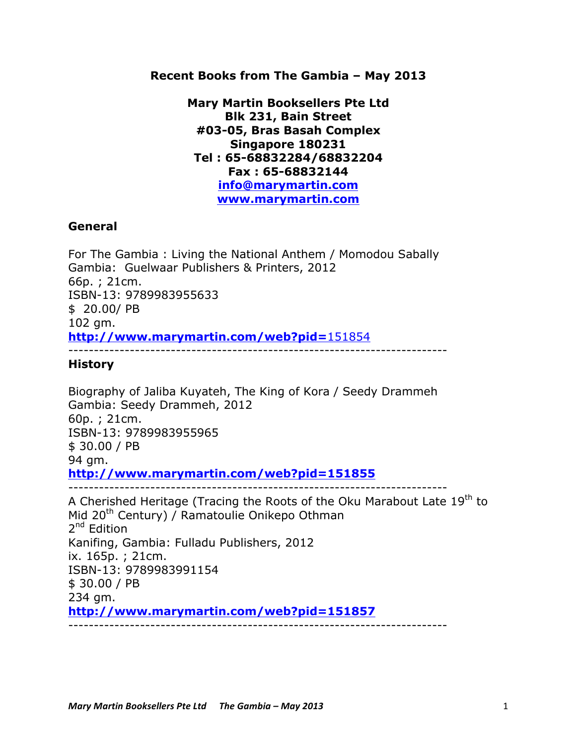**Recent Books from The Gambia – May 2013**

**Mary Martin Booksellers Pte Ltd**
**Blk 231, Bain Street**
**#03-05, Bras Basah Complex**
**Singapore 180231**
**Tel : 65-68832284/68832204**
**Fax : 65-68832144**
**info@marymartin.com**
**www.marymartin.com**

## General

For The Gambia : Living the National Anthem / Momodou Sabally
Gambia: Guelwaar Publishers & Printers, 2012
66p. ; 21cm.
ISBN-13: 9789983955633
$ 20.00/ PB
102 gm.
**http://www.marymartin.com/web?pid=**151854

---

## History

Biography of Jaliba Kuyateh, The King of Kora / Seedy Drammeh
Gambia: Seedy Drammeh, 2012
60p. ; 21cm.
ISBN-13: 9789983955965
$ 30.00 / PB
94 gm.
**http://www.marymartin.com/web?pid=151855**

---

A Cherished Heritage (Tracing the Roots of the Oku Marabout Late 19th to Mid 20th Century) / Ramatoulie Onikepo Othman
2nd Edition
Kanifing, Gambia: Fulladu Publishers, 2012
ix. 165p. ; 21cm.
ISBN-13: 9789983991154
$ 30.00 / PB
234 gm.
**http://www.marymartin.com/web?pid=151857**

---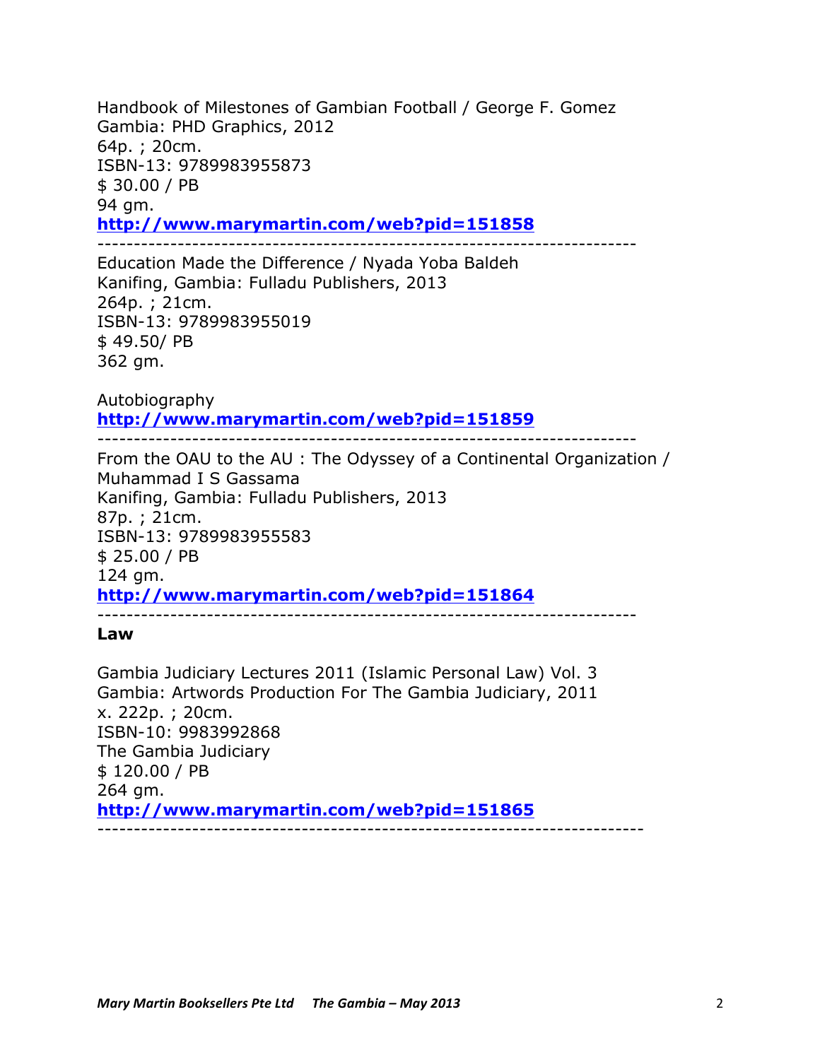Handbook of Milestones of Gambian Football / George F. Gomez
Gambia: PHD Graphics, 2012
64p. ; 20cm.
ISBN-13: 9789983955873
$ 30.00 / PB
94 gm.
**http://www.marymartin.com/web?pid=151858**

---

Education Made the Difference / Nyada Yoba Baldeh
Kanifing, Gambia: Fulladu Publishers, 2013
264p. ; 21cm.
ISBN-13: 9789983955019
$ 49.50/ PB
362 gm.

Autobiography
**http://www.marymartin.com/web?pid=151859**

---

From the OAU to the AU : The Odyssey of a Continental Organization / Muhammad I S Gassama
Kanifing, Gambia: Fulladu Publishers, 2013
87p. ; 21cm.
ISBN-13: 9789983955583
$ 25.00 / PB
124 gm.
**http://www.marymartin.com/web?pid=151864**

---

**Law**

Gambia Judiciary Lectures 2011 (Islamic Personal Law) Vol. 3
Gambia: Artwords Production For The Gambia Judiciary, 2011
x. 222p. ; 20cm.
ISBN-10: 9983992868
The Gambia Judiciary
$ 120.00 / PB
264 gm.
**http://www.marymartin.com/web?pid=151865**

---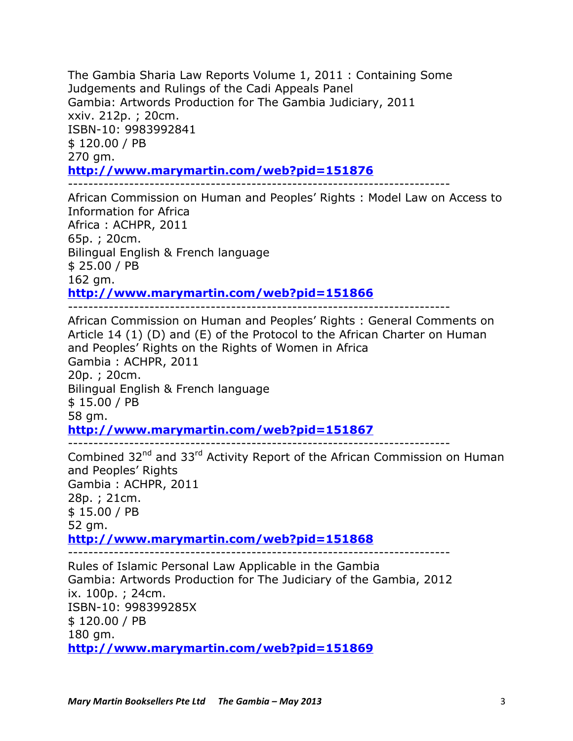The Gambia Sharia Law Reports Volume 1, 2011 : Containing Some Judgements and Rulings of the Cadi Appeals Panel
Gambia: Artwords Production for The Gambia Judiciary, 2011
xxiv. 212p. ; 20cm.
ISBN-10: 9983992841
$ 120.00 / PB
270 gm.
**http://www.marymartin.com/web?pid=151876**

---

African Commission on Human and Peoples' Rights : Model Law on Access to Information for Africa
Africa : ACHPR, 2011
65p. ; 20cm.
Bilingual English & French language
$ 25.00 / PB
162 gm.
**http://www.marymartin.com/web?pid=151866**

---

African Commission on Human and Peoples' Rights : General Comments on Article 14 (1) (D) and (E) of the Protocol to the African Charter on Human and Peoples' Rights on the Rights of Women in Africa
Gambia : ACHPR, 2011
20p. ; 20cm.
Bilingual English & French language
$ 15.00 / PB
58 gm.
**http://www.marymartin.com/web?pid=151867**

---

Combined 32nd and 33rd Activity Report of the African Commission on Human and Peoples' Rights
Gambia : ACHPR, 2011
28p. ; 21cm.
$ 15.00 / PB
52 gm.
**http://www.marymartin.com/web?pid=151868**

---

Rules of Islamic Personal Law Applicable in the Gambia
Gambia: Artwords Production for The Judiciary of the Gambia, 2012
ix. 100p. ; 24cm.
ISBN-10: 998399285X
$ 120.00 / PB
180 gm.
**http://www.marymartin.com/web?pid=151869**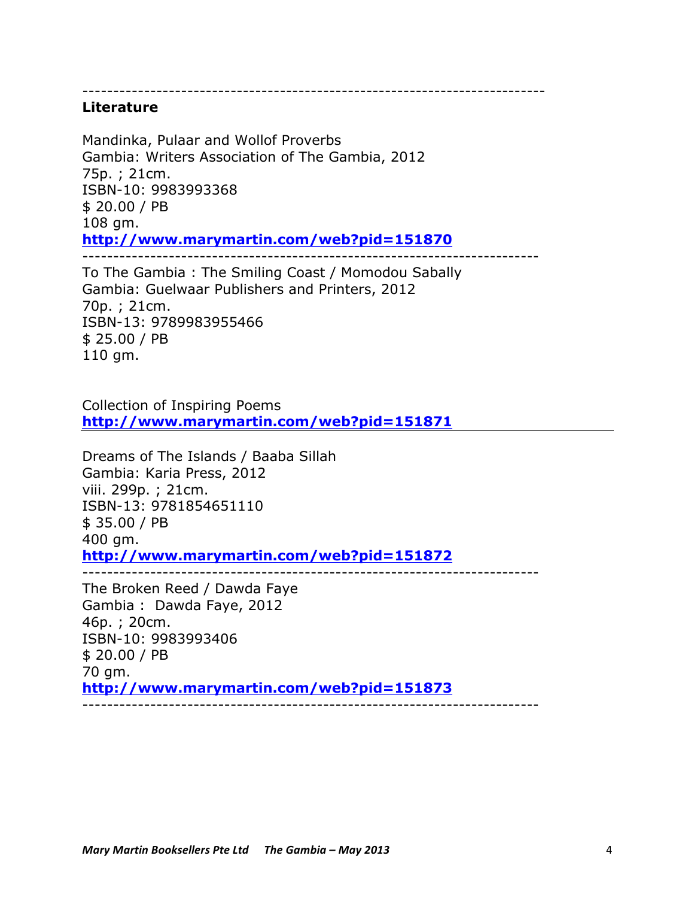------------------------------------------------------------------------

**Literature**

Mandinka, Pulaar and Wollof Proverbs
Gambia: Writers Association of The Gambia, 2012
75p. ; 21cm.
ISBN-10: 9983993368
$ 20.00 / PB
108 gm.
**http://www.marymartin.com/web?pid=151870**

------------------------------------------------------------------------

To The Gambia : The Smiling Coast / Momodou Sabally
Gambia: Guelwaar Publishers and Printers, 2012
70p. ; 21cm.
ISBN-13: 9789983955466
$ 25.00 / PB
110 gm.

Collection of Inspiring Poems
**http://www.marymartin.com/web?pid=151871**

---

Dreams of The Islands / Baaba Sillah
Gambia: Karia Press, 2012
viii. 299p. ; 21cm.
ISBN-13: 9781854651110
$ 35.00 / PB
400 gm.
**http://www.marymartin.com/web?pid=151872**

------------------------------------------------------------------------

The Broken Reed / Dawda Faye
Gambia : Dawda Faye, 2012
46p. ; 20cm.
ISBN-10: 9983993406
$ 20.00 / PB
70 gm.
**http://www.marymartin.com/web?pid=151873**

------------------------------------------------------------------------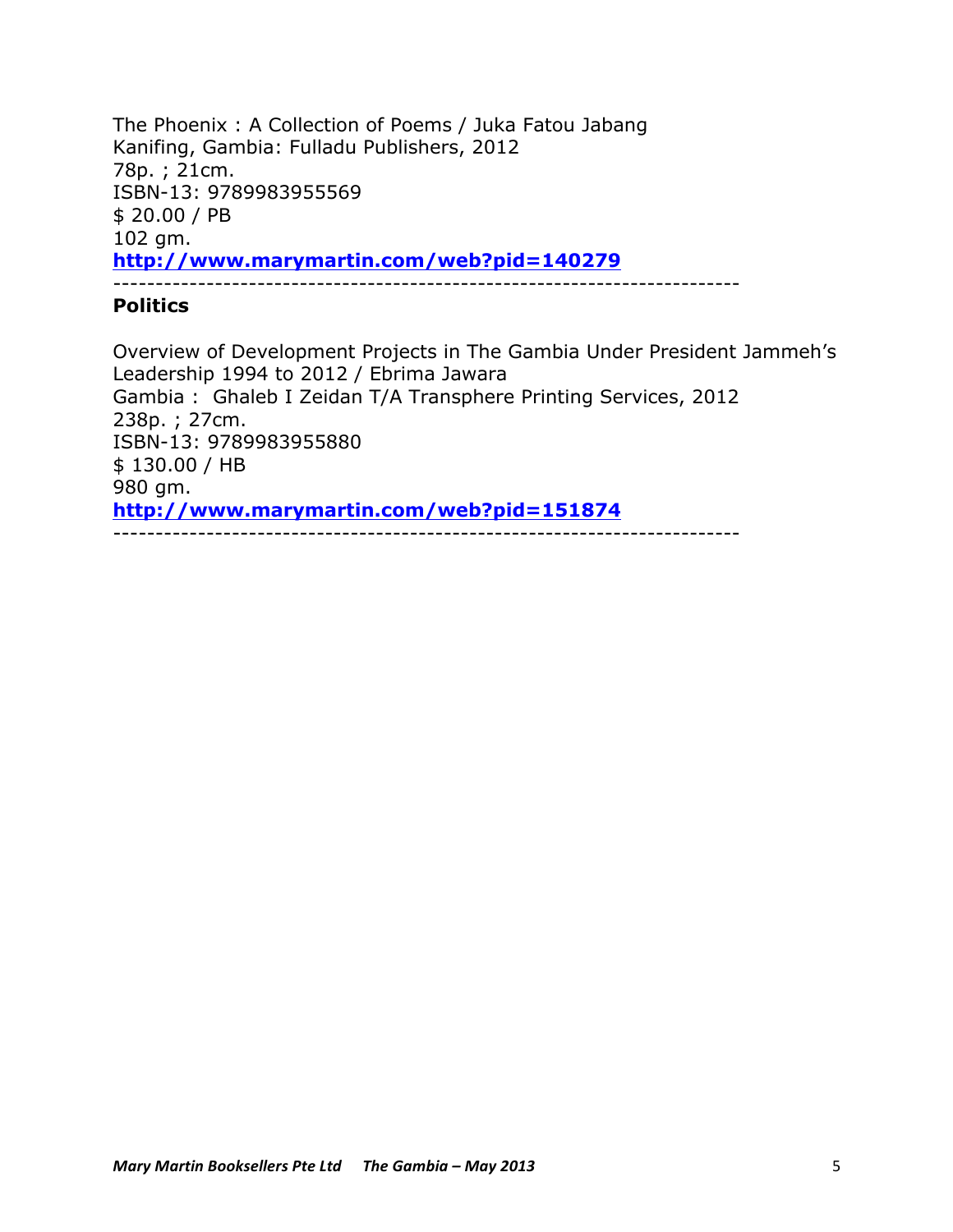The Phoenix : A Collection of Poems / Juka Fatou Jabang
Kanifing, Gambia: Fulladu Publishers, 2012
78p. ; 21cm.
ISBN-13: 9789983955569
$ 20.00 / PB
102 gm.
**http://www.marymartin.com/web?pid=140279**

------------------------------------------------------------------------

**Politics**

Overview of Development Projects in The Gambia Under President Jammeh's Leadership 1994 to 2012 / Ebrima Jawara
Gambia : Ghaleb I Zeidan T/A Transphere Printing Services, 2012
238p. ; 27cm.
ISBN-13: 9789983955880
$ 130.00 / HB
980 gm.
**http://www.marymartin.com/web?pid=151874**

------------------------------------------------------------------------